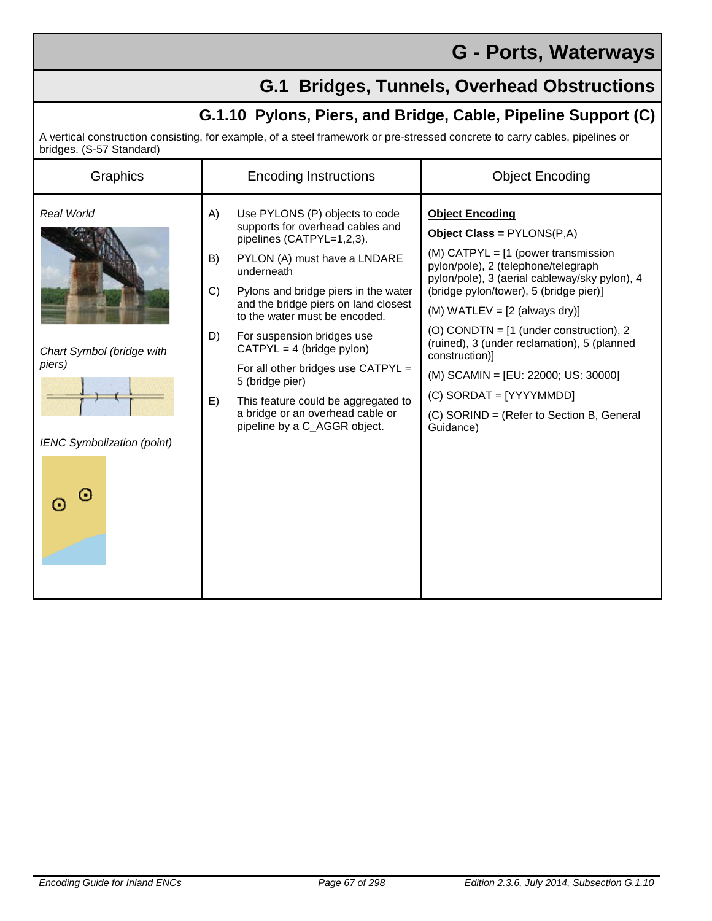# G - Ports, Waterways

## G.1 Bridges, Tunnels, Overhead Obstructions

### G.1.10 Pylons, Piers, and Bridge, Cable, Pipeline Support (C)

A vertical construction consisting, for example, of a steel framework or pre-stressed concrete to carry cables, pipelines or bridges. (S-57 Standard)

| Graphics | Encoding Instructions | Object Encoding |
|---|---|---|
| *Real World*<br><br>*Chart Symbol (bridge with piers)*<br><br>*IENC Symbolization (point)* | A) Use PYLONS (P) objects to code supports for overhead cables and pipelines (CATPYL=1,2,3).<br><br>B) PYLON (A) must have a LNDARE underneath<br><br>C) Pylons and bridge piers in the water and the bridge piers on land closest to the water must be encoded.<br><br>D) For suspension bridges use CATPYL = 4 (bridge pylon)<br>For all other bridges use CATPYL = 5 (bridge pier)<br><br>E) This feature could be aggregated to a bridge or an overhead cable or pipeline by a C_AGGR object. | **Object Encoding**<br><br>**Object Class =** PYLONS(P,A)<br><br>(M) CATPYL = [1 (power transmission pylon/pole), 2 (telephone/telegraph pylon/pole), 3 (aerial cableway/sky pylon), 4 (bridge pylon/tower), 5 (bridge pier)]<br><br>(M) WATLEV = [2 (always dry)]<br><br>(O) CONDTN = [1 (under construction), 2 (ruined), 3 (under reclamation), 5 (planned construction)]<br><br>(M) SCAMIN = [EU: 22000; US: 30000]<br><br>(C) SORDAT = [YYYYMMDD]<br><br>(C) SORIND = (Refer to Section B, General Guidance) |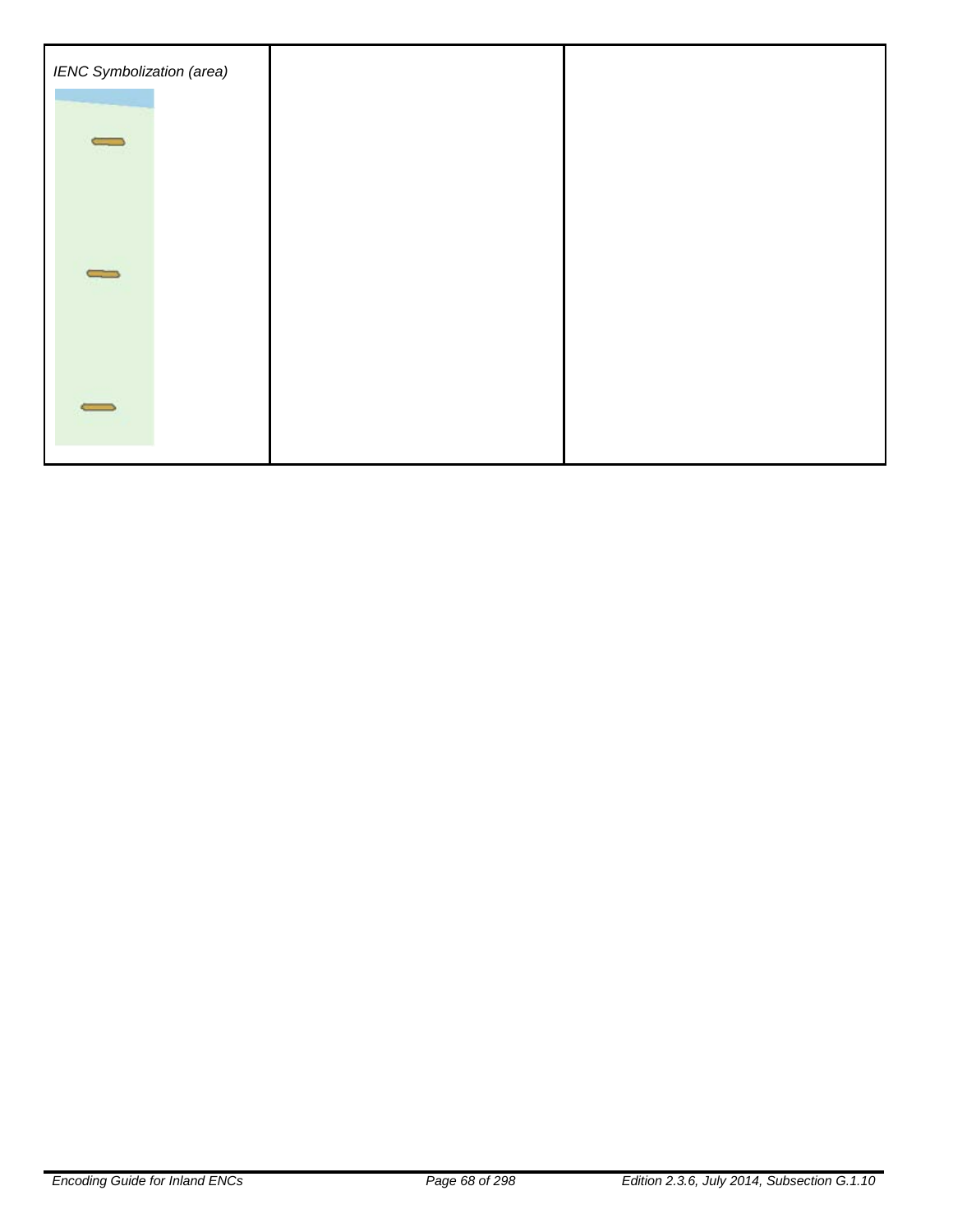| | | |
|---|---|---|
| *IENC Symbolization (area)* | | |